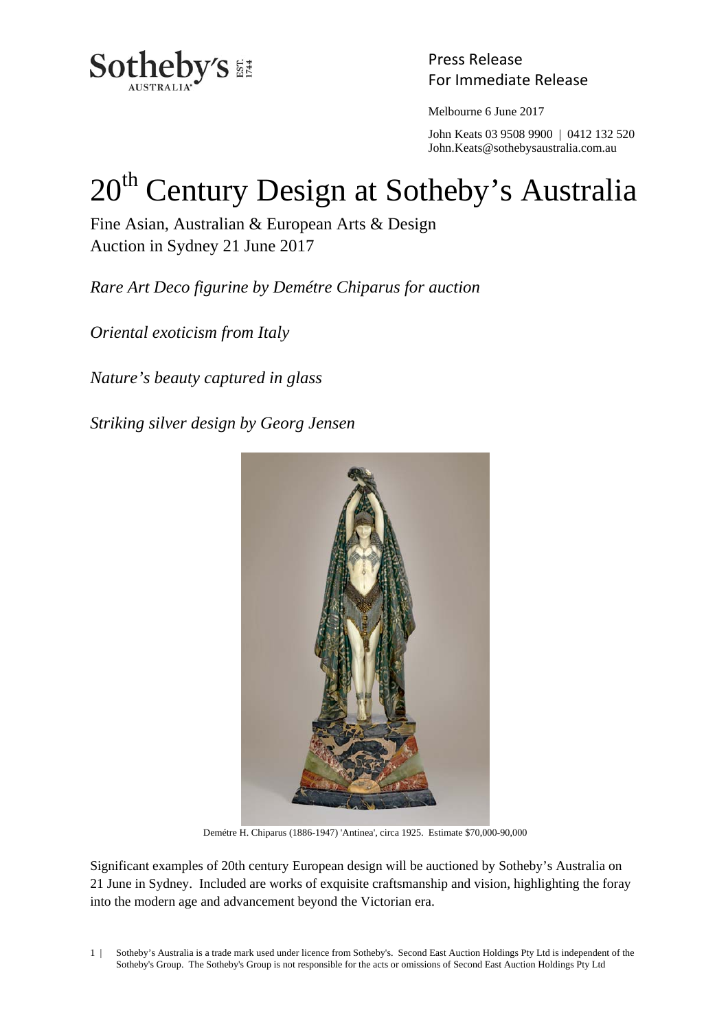Press Release
For Immediate Release

Melbourne 6 June 2017

John Keats 03 9508 9900 | 0412 132 520
John.Keats@sothebysaustralia.com.au

# 20th Century Design at Sotheby's Australia

Fine Asian, Australian & European Arts & Design
Auction in Sydney 21 June 2017

*Rare Art Deco figurine by Demétre Chiparus for auction*

*Oriental exoticism from Italy*

*Nature's beauty captured in glass*

*Striking silver design by Georg Jensen*

Demétre H. Chiparus (1886-1947) 'Antinea', circa 1925. Estimate $70,000-90,000

Significant examples of 20th century European design will be auctioned by Sotheby's Australia on 21 June in Sydney. Included are works of exquisite craftsmanship and vision, highlighting the foray into the modern age and advancement beyond the Victorian era.

Sotheby's Australia is a trade mark used under licence from Sotheby's. Second East Auction Holdings Pty Ltd is independent of the Sotheby's Group. The Sotheby's Group is not responsible for the acts or omissions of Second East Auction Holdings Pty Ltd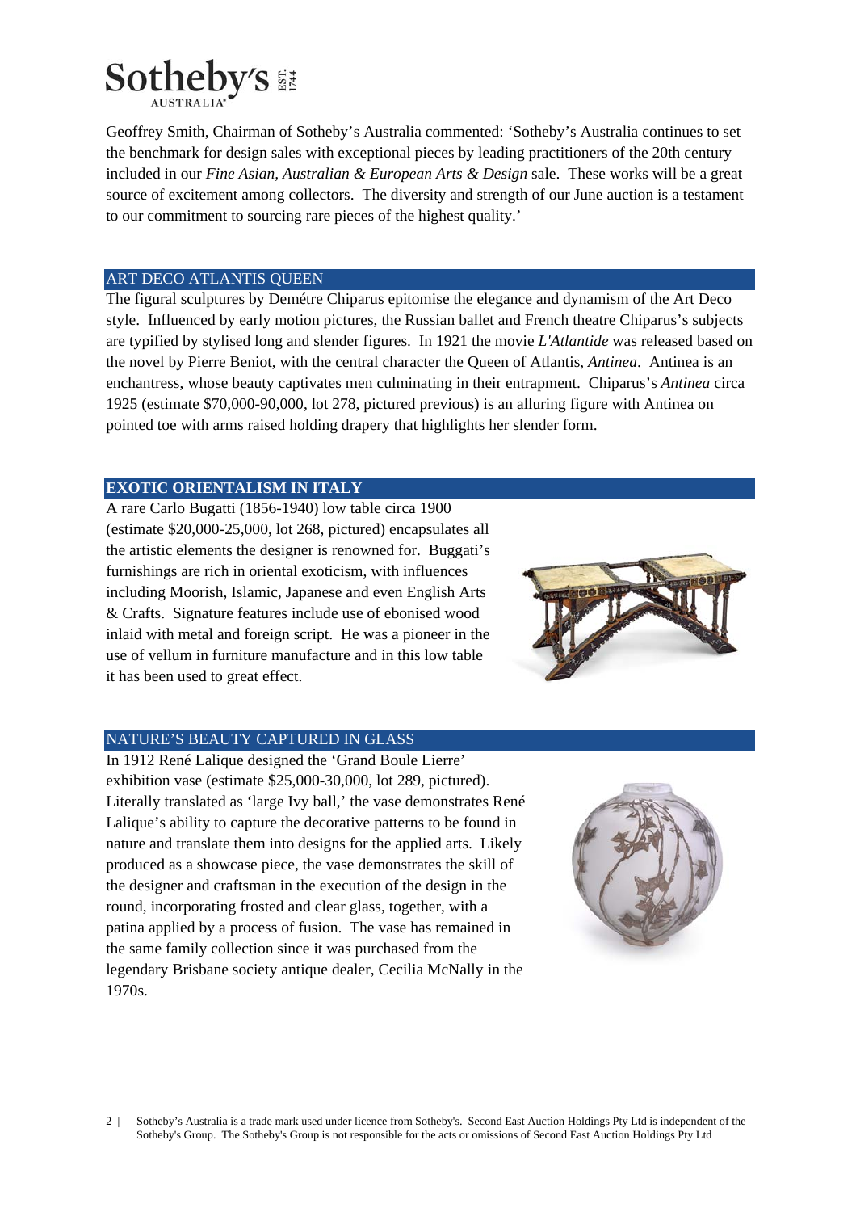Geoffrey Smith, Chairman of Sotheby's Australia commented: 'Sotheby's Australia continues to set the benchmark for design sales with exceptional pieces by leading practitioners of the 20th century included in our *Fine Asian, Australian & European Arts & Design* sale. These works will be a great source of excitement among collectors. The diversity and strength of our June auction is a testament to our commitment to sourcing rare pieces of the highest quality.'

## ART DECO ATLANTIS QUEEN

The figural sculptures by Demétre Chiparus epitomise the elegance and dynamism of the Art Deco style. Influenced by early motion pictures, the Russian ballet and French theatre Chiparus's subjects are typified by stylised long and slender figures. In 1921 the movie *L'Atlantide* was released based on the novel by Pierre Beniot, with the central character the Queen of Atlantis, *Antinea*. Antinea is an enchantress, whose beauty captivates men culminating in their entrapment. Chiparus's *Antinea* circa 1925 (estimate $70,000-90,000, lot 278, pictured previous) is an alluring figure with Antinea on pointed toe with arms raised holding drapery that highlights her slender form.

## EXOTIC ORIENTALISM IN ITALY

A rare Carlo Bugatti (1856-1940) low table circa 1900 (estimate $20,000-25,000, lot 268, pictured) encapsulates all the artistic elements the designer is renowned for. Buggati's furnishings are rich in oriental exoticism, with influences including Moorish, Islamic, Japanese and even English Arts & Crafts. Signature features include use of ebonised wood inlaid with metal and foreign script. He was a pioneer in the use of vellum in furniture manufacture and in this low table it has been used to great effect.

## NATURE'S BEAUTY CAPTURED IN GLASS

In 1912 René Lalique designed the 'Grand Boule Lierre' exhibition vase (estimate $25,000-30,000, lot 289, pictured). Literally translated as 'large Ivy ball,' the vase demonstrates René Lalique's ability to capture the decorative patterns to be found in nature and translate them into designs for the applied arts. Likely produced as a showcase piece, the vase demonstrates the skill of the designer and craftsman in the execution of the design in the round, incorporating frosted and clear glass, together, with a patina applied by a process of fusion. The vase has remained in the same family collection since it was purchased from the legendary Brisbane society antique dealer, Cecilia McNally in the 1970s.

Sotheby's Australia is a trade mark used under licence from Sotheby's. Second East Auction Holdings Pty Ltd is independent of the Sotheby's Group. The Sotheby's Group is not responsible for the acts or omissions of Second East Auction Holdings Pty Ltd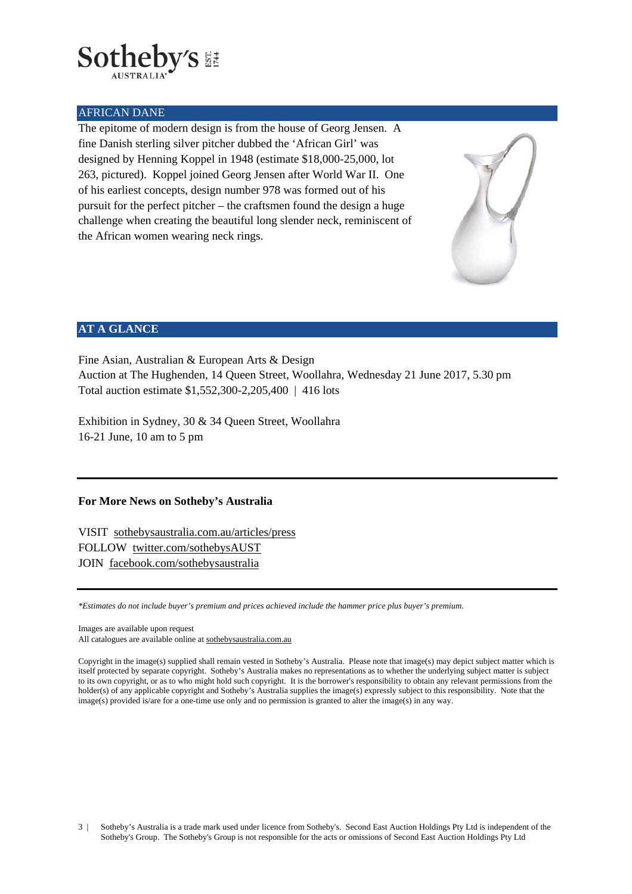## AFRICAN DANE

The epitome of modern design is from the house of Georg Jensen. A fine Danish sterling silver pitcher dubbed the 'African Girl' was designed by Henning Koppel in 1948 (estimate $18,000-25,000, lot 263, pictured). Koppel joined Georg Jensen after World War II. One of his earliest concepts, design number 978 was formed out of his pursuit for the perfect pitcher – the craftsmen found the design a huge challenge when creating the beautiful long slender neck, reminiscent of the African women wearing neck rings.

## AT A GLANCE

Fine Asian, Australian & European Arts & Design
Auction at The Hughenden, 14 Queen Street, Woollahra, Wednesday 21 June 2017, 5.30 pm
Total auction estimate $1,552,300-2,205,400 | 416 lots

Exhibition in Sydney, 30 & 34 Queen Street, Woollahra
16-21 June, 10 am to 5 pm

---

**For More News on Sotheby's Australia**

VISIT sothebysaustralia.com.au/articles/press
FOLLOW twitter.com/sothebysAUST
JOIN facebook.com/sothebysaustralia

---

*\*Estimates do not include buyer's premium and prices achieved include the hammer price plus buyer's premium.*

Images are available upon request
All catalogues are available online at sothebysaustralia.com.au

Copyright in the image(s) supplied shall remain vested in Sotheby's Australia. Please note that image(s) may depict subject matter which is itself protected by separate copyright. Sotheby's Australia makes no representations as to whether the underlying subject matter is subject to its own copyright, or as to who might hold such copyright. It is the borrower's responsibility to obtain any relevant permissions from the holder(s) of any applicable copyright and Sotheby's Australia supplies the image(s) expressly subject to this responsibility. Note that the image(s) provided is/are for a one-time use only and no permission is granted to alter the image(s) in any way.

Sotheby's Australia is a trade mark used under licence from Sotheby's. Second East Auction Holdings Pty Ltd is independent of the Sotheby's Group. The Sotheby's Group is not responsible for the acts or omissions of Second East Auction Holdings Pty Ltd